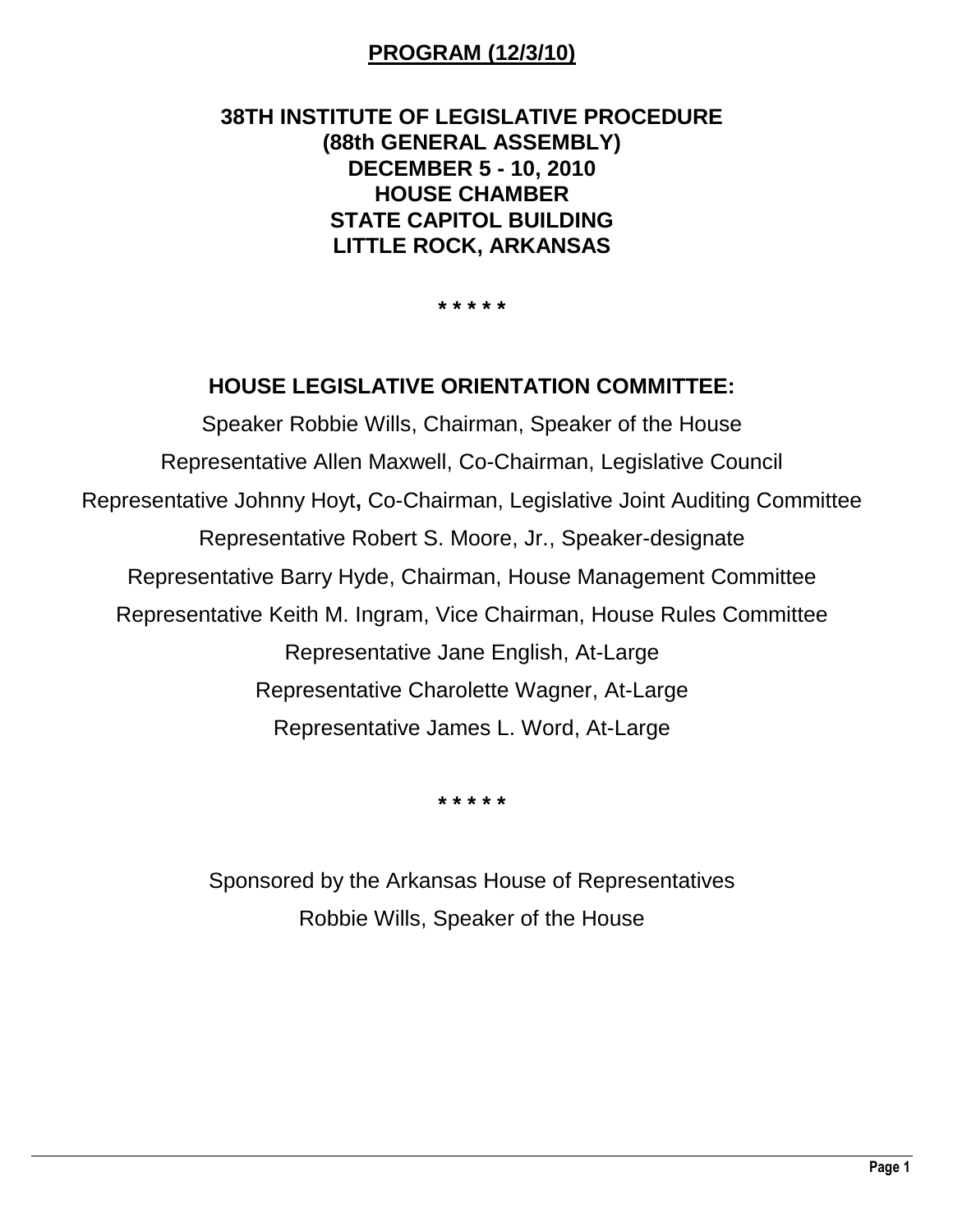**PROGRAM (12/3/10)**

# 38TH INSTITUTE OF LEGISLATIVE PROCEDURE
## (88th GENERAL ASSEMBLY)
## DECEMBER 5 - 10, 2010
## HOUSE CHAMBER
## STATE CAPITOL BUILDING
## LITTLE ROCK, ARKANSAS

* * * * *

## HOUSE LEGISLATIVE ORIENTATION COMMITTEE:

Speaker Robbie Wills, Chairman, Speaker of the House

Representative Allen Maxwell, Co-Chairman, Legislative Council

Representative Johnny Hoyt, Co-Chairman, Legislative Joint Auditing Committee

Representative Robert S. Moore, Jr., Speaker-designate

Representative Barry Hyde, Chairman, House Management Committee

Representative Keith M. Ingram, Vice Chairman, House Rules Committee

Representative Jane English, At-Large

Representative Charolette Wagner, At-Large

Representative James L. Word, At-Large

* * * * *

Sponsored by the Arkansas House of Representatives

Robbie Wills, Speaker of the House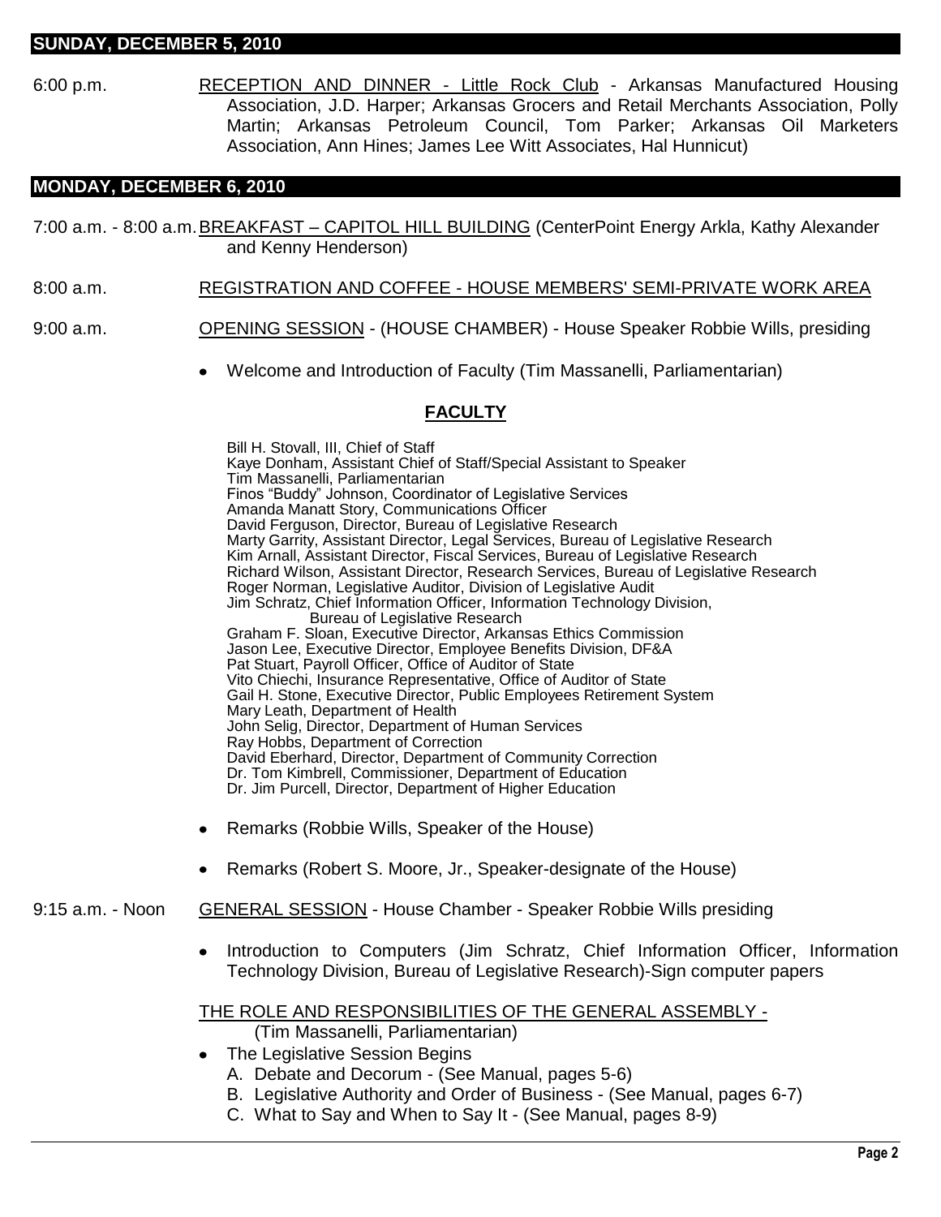## SUNDAY, DECEMBER 5, 2010

6:00 p.m. RECEPTION AND DINNER - Little Rock Club - Arkansas Manufactured Housing Association, J.D. Harper; Arkansas Grocers and Retail Merchants Association, Polly Martin; Arkansas Petroleum Council, Tom Parker; Arkansas Oil Marketers Association, Ann Hines; James Lee Witt Associates, Hal Hunnicut)

## MONDAY, DECEMBER 6, 2010

7:00 a.m. - 8:00 a.m. BREAKFAST – CAPITOL HILL BUILDING (CenterPoint Energy Arkla, Kathy Alexander and Kenny Henderson)

8:00 a.m. REGISTRATION AND COFFEE - HOUSE MEMBERS' SEMI-PRIVATE WORK AREA

9:00 a.m. OPENING SESSION - (HOUSE CHAMBER) - House Speaker Robbie Wills, presiding

- Welcome and Introduction of Faculty (Tim Massanelli, Parliamentarian)

### FACULTY

Bill H. Stovall, III, Chief of Staff
Kaye Donham, Assistant Chief of Staff/Special Assistant to Speaker
Tim Massanelli, Parliamentarian
Finos "Buddy" Johnson, Coordinator of Legislative Services
Amanda Manatt Story, Communications Officer
David Ferguson, Director, Bureau of Legislative Research
Marty Garrity, Assistant Director, Legal Services, Bureau of Legislative Research
Kim Arnall, Assistant Director, Fiscal Services, Bureau of Legislative Research
Richard Wilson, Assistant Director, Research Services, Bureau of Legislative Research
Roger Norman, Legislative Auditor, Division of Legislative Audit
Jim Schratz, Chief Information Officer, Information Technology Division, Bureau of Legislative Research
Graham F. Sloan, Executive Director, Arkansas Ethics Commission
Jason Lee, Executive Director, Employee Benefits Division, DF&A
Pat Stuart, Payroll Officer, Office of Auditor of State
Vito Chiechi, Insurance Representative, Office of Auditor of State
Gail H. Stone, Executive Director, Public Employees Retirement System
Mary Leath, Department of Health
John Selig, Director, Department of Human Services
Ray Hobbs, Department of Correction
David Eberhard, Director, Department of Community Correction
Dr. Tom Kimbrell, Commissioner, Department of Education
Dr. Jim Purcell, Director, Department of Higher Education

- Remarks (Robbie Wills, Speaker of the House)
- Remarks (Robert S. Moore, Jr., Speaker-designate of the House)

9:15 a.m. - Noon GENERAL SESSION - House Chamber - Speaker Robbie Wills presiding

- Introduction to Computers (Jim Schratz, Chief Information Officer, Information Technology Division, Bureau of Legislative Research)-Sign computer papers

THE ROLE AND RESPONSIBILITIES OF THE GENERAL ASSEMBLY - (Tim Massanelli, Parliamentarian)

- The Legislative Session Begins
  - A. Debate and Decorum - (See Manual, pages 5-6)
  - B. Legislative Authority and Order of Business - (See Manual, pages 6-7)
  - C. What to Say and When to Say It - (See Manual, pages 8-9)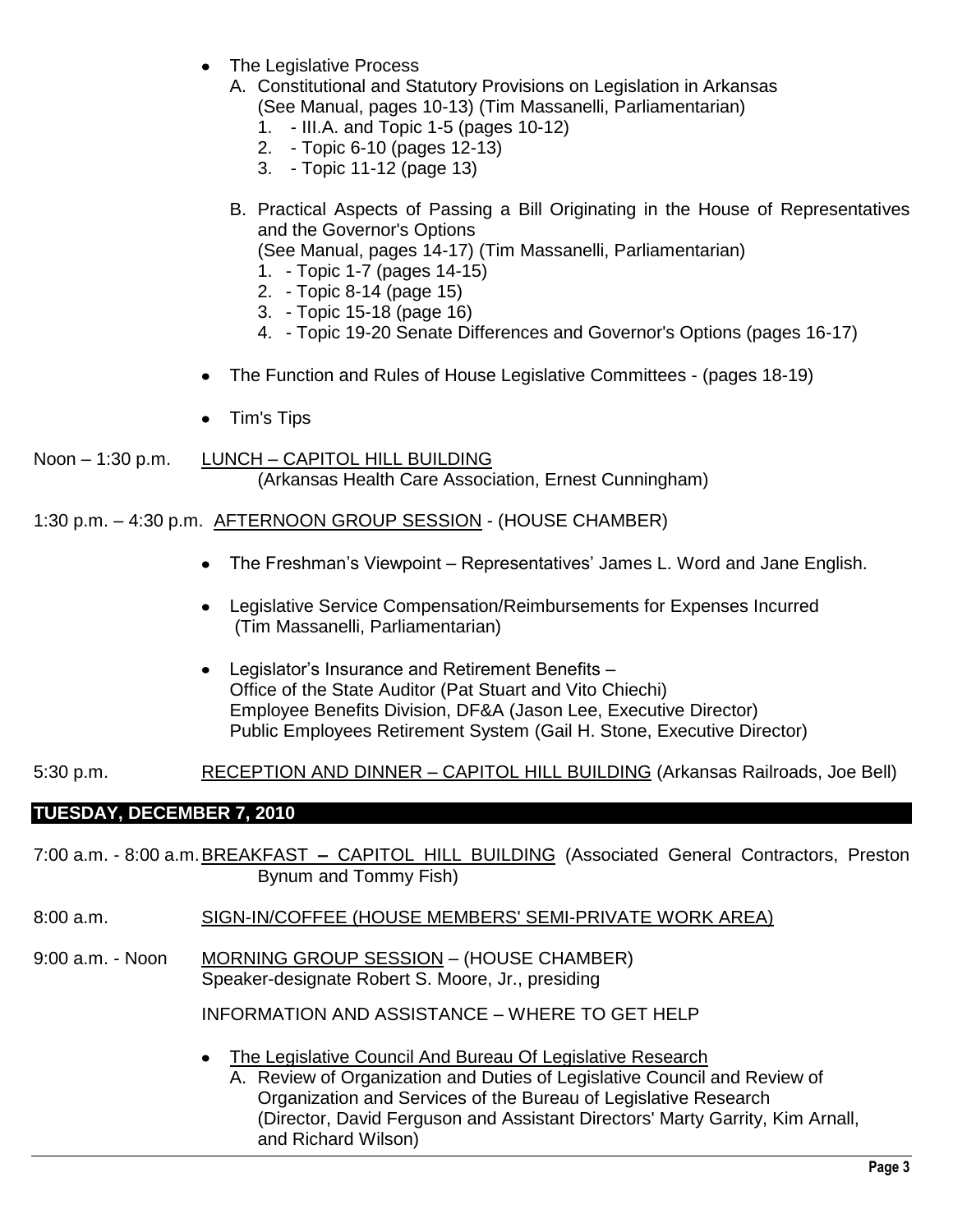- The Legislative Process
  - A. Constitutional and Statutory Provisions on Legislation in Arkansas (See Manual, pages 10-13) (Tim Massanelli, Parliamentarian)
    1. - III.A. and Topic 1-5 (pages 10-12)
    2. - Topic 6-10 (pages 12-13)
    3. - Topic 11-12 (page 13)
  - B. Practical Aspects of Passing a Bill Originating in the House of Representatives and the Governor's Options (See Manual, pages 14-17) (Tim Massanelli, Parliamentarian)
    1. - Topic 1-7 (pages 14-15)
    2. - Topic 8-14 (page 15)
    3. - Topic 15-18 (page 16)
    4. - Topic 19-20 Senate Differences and Governor's Options (pages 16-17)
- The Function and Rules of House Legislative Committees - (pages 18-19)
- Tim's Tips

Noon – 1:30 p.m. LUNCH – CAPITOL HILL BUILDING (Arkansas Health Care Association, Ernest Cunningham)

1:30 p.m. – 4:30 p.m. AFTERNOON GROUP SESSION - (HOUSE CHAMBER)

- The Freshman's Viewpoint – Representatives' James L. Word and Jane English.
- Legislative Service Compensation/Reimbursements for Expenses Incurred (Tim Massanelli, Parliamentarian)
- Legislator's Insurance and Retirement Benefits –
  Office of the State Auditor (Pat Stuart and Vito Chiechi)
  Employee Benefits Division, DF&A (Jason Lee, Executive Director)
  Public Employees Retirement System (Gail H. Stone, Executive Director)

5:30 p.m. RECEPTION AND DINNER – CAPITOL HILL BUILDING (Arkansas Railroads, Joe Bell)

## TUESDAY, DECEMBER 7, 2010

7:00 a.m. - 8:00 a.m. BREAKFAST – CAPITOL HILL BUILDING (Associated General Contractors, Preston Bynum and Tommy Fish)

8:00 a.m. SIGN-IN/COFFEE (HOUSE MEMBERS' SEMI-PRIVATE WORK AREA)

9:00 a.m. - Noon MORNING GROUP SESSION – (HOUSE CHAMBER)
Speaker-designate Robert S. Moore, Jr., presiding

INFORMATION AND ASSISTANCE – WHERE TO GET HELP

- The Legislative Council And Bureau Of Legislative Research
  - A. Review of Organization and Duties of Legislative Council and Review of Organization and Services of the Bureau of Legislative Research (Director, David Ferguson and Assistant Directors' Marty Garrity, Kim Arnall, and Richard Wilson)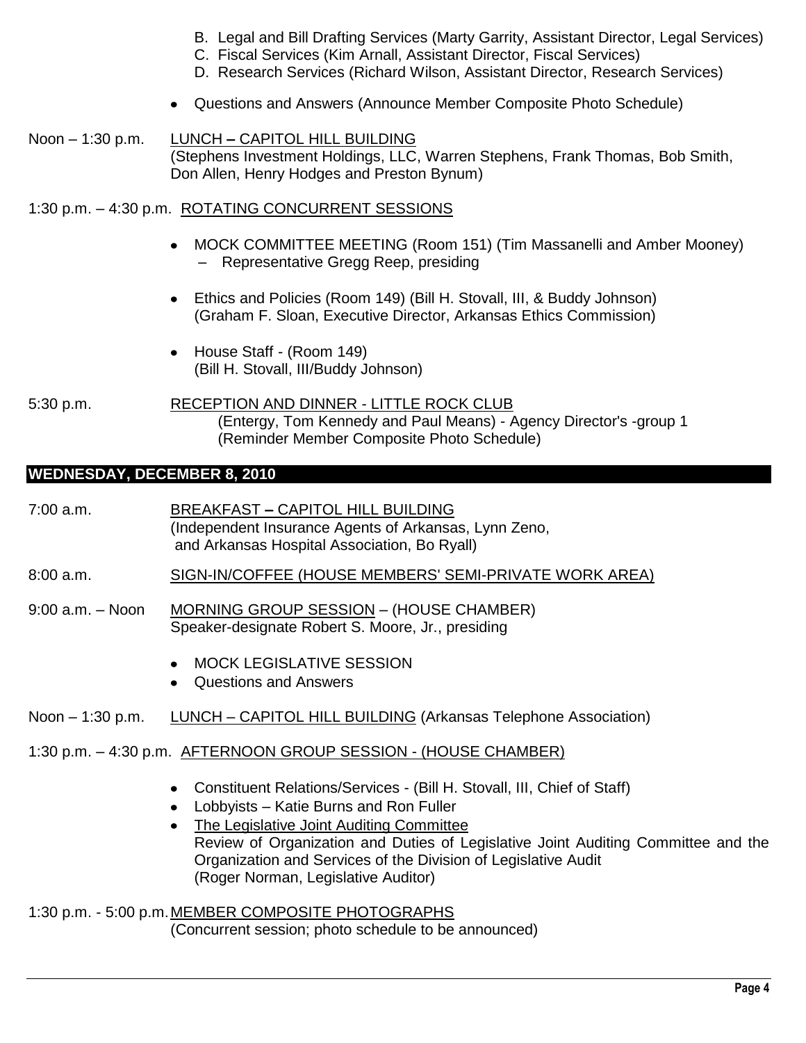B. Legal and Bill Drafting Services (Marty Garrity, Assistant Director, Legal Services)
C. Fiscal Services (Kim Arnall, Assistant Director, Fiscal Services)
D. Research Services (Richard Wilson, Assistant Director, Research Services)

- Questions and Answers (Announce Member Composite Photo Schedule)

Noon – 1:30 p.m. LUNCH – CAPITOL HILL BUILDING
(Stephens Investment Holdings, LLC, Warren Stephens, Frank Thomas, Bob Smith, Don Allen, Henry Hodges and Preston Bynum)

1:30 p.m. – 4:30 p.m. ROTATING CONCURRENT SESSIONS

- MOCK COMMITTEE MEETING (Room 151) (Tim Massanelli and Amber Mooney)
  – Representative Gregg Reep, presiding
- Ethics and Policies (Room 149) (Bill H. Stovall, III, & Buddy Johnson)
  (Graham F. Sloan, Executive Director, Arkansas Ethics Commission)
- House Staff - (Room 149)
  (Bill H. Stovall, III/Buddy Johnson)

5:30 p.m. RECEPTION AND DINNER - LITTLE ROCK CLUB
(Entergy, Tom Kennedy and Paul Means) - Agency Director's -group 1
(Reminder Member Composite Photo Schedule)

## WEDNESDAY, DECEMBER 8, 2010

7:00 a.m. BREAKFAST – CAPITOL HILL BUILDING
(Independent Insurance Agents of Arkansas, Lynn Zeno, and Arkansas Hospital Association, Bo Ryall)

8:00 a.m. SIGN-IN/COFFEE (HOUSE MEMBERS' SEMI-PRIVATE WORK AREA)

9:00 a.m. – Noon MORNING GROUP SESSION – (HOUSE CHAMBER)
Speaker-designate Robert S. Moore, Jr., presiding

- MOCK LEGISLATIVE SESSION
- Questions and Answers

Noon – 1:30 p.m. LUNCH – CAPITOL HILL BUILDING (Arkansas Telephone Association)

1:30 p.m. – 4:30 p.m. AFTERNOON GROUP SESSION - (HOUSE CHAMBER)

- Constituent Relations/Services - (Bill H. Stovall, III, Chief of Staff)
- Lobbyists – Katie Burns and Ron Fuller
- The Legislative Joint Auditing Committee
  Review of Organization and Duties of Legislative Joint Auditing Committee and the Organization and Services of the Division of Legislative Audit
  (Roger Norman, Legislative Auditor)

1:30 p.m. - 5:00 p.m. MEMBER COMPOSITE PHOTOGRAPHS
(Concurrent session; photo schedule to be announced)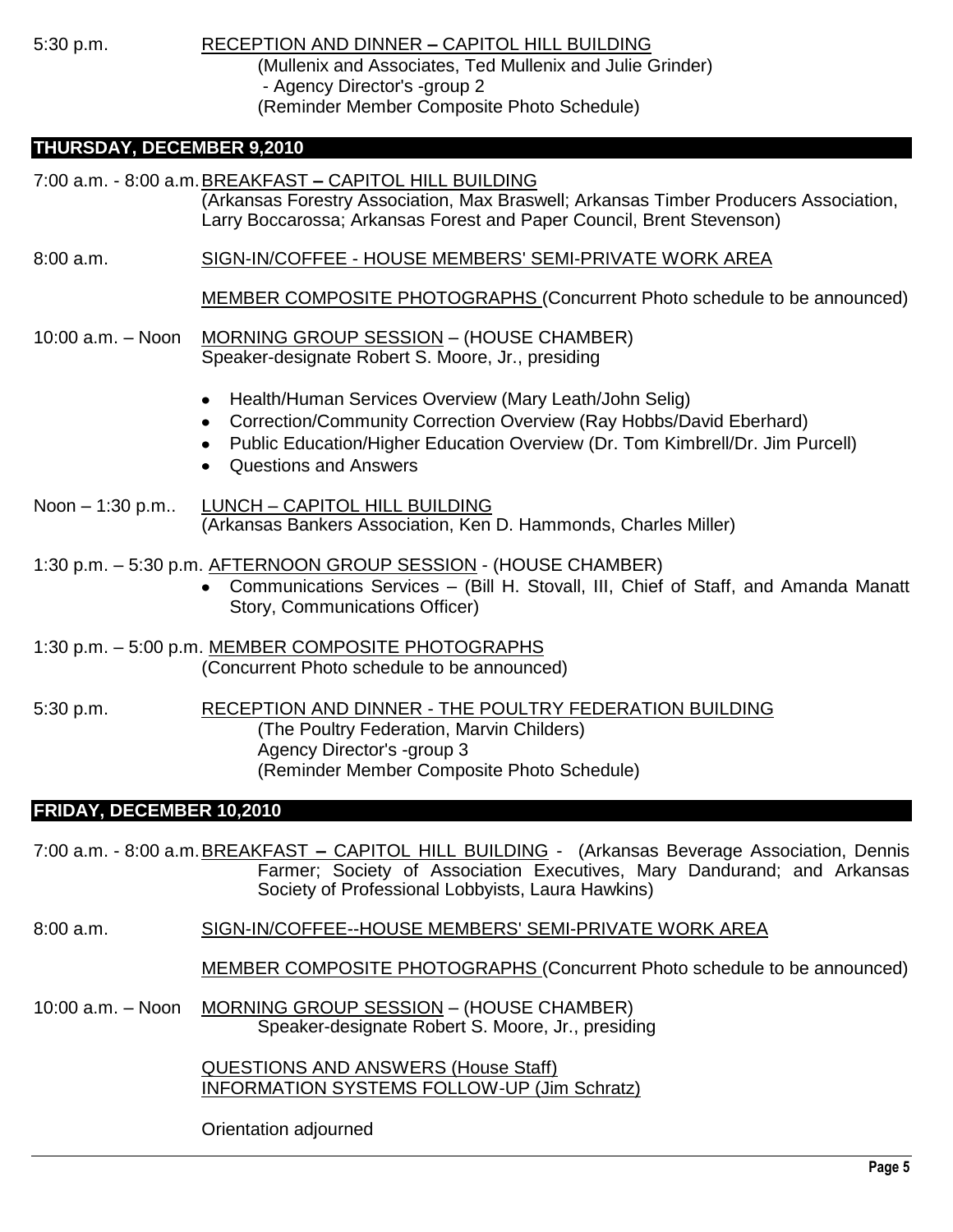5:30 p.m. RECEPTION AND DINNER – CAPITOL HILL BUILDING
(Mullenix and Associates, Ted Mullenix and Julie Grinder)
- Agency Director's -group 2
(Reminder Member Composite Photo Schedule)

## THURSDAY, DECEMBER 9,2010

7:00 a.m. - 8:00 a.m. BREAKFAST – CAPITOL HILL BUILDING
(Arkansas Forestry Association, Max Braswell; Arkansas Timber Producers Association, Larry Boccarossa; Arkansas Forest and Paper Council, Brent Stevenson)

8:00 a.m. SIGN-IN/COFFEE - HOUSE MEMBERS' SEMI-PRIVATE WORK AREA

MEMBER COMPOSITE PHOTOGRAPHS (Concurrent Photo schedule to be announced)

10:00 a.m. – Noon MORNING GROUP SESSION – (HOUSE CHAMBER)
Speaker-designate Robert S. Moore, Jr., presiding

- Health/Human Services Overview (Mary Leath/John Selig)
- Correction/Community Correction Overview (Ray Hobbs/David Eberhard)
- Public Education/Higher Education Overview (Dr. Tom Kimbrell/Dr. Jim Purcell)
- Questions and Answers

Noon – 1:30 p.m.. LUNCH – CAPITOL HILL BUILDING
(Arkansas Bankers Association, Ken D. Hammonds, Charles Miller)

1:30 p.m. – 5:30 p.m. AFTERNOON GROUP SESSION - (HOUSE CHAMBER)

- Communications Services – (Bill H. Stovall, III, Chief of Staff, and Amanda Manatt Story, Communications Officer)

1:30 p.m. – 5:00 p.m. MEMBER COMPOSITE PHOTOGRAPHS
(Concurrent Photo schedule to be announced)

5:30 p.m. RECEPTION AND DINNER - THE POULTRY FEDERATION BUILDING
(The Poultry Federation, Marvin Childers)
Agency Director's -group 3
(Reminder Member Composite Photo Schedule)

## FRIDAY, DECEMBER 10,2010

7:00 a.m. - 8:00 a.m. BREAKFAST – CAPITOL HILL BUILDING - (Arkansas Beverage Association, Dennis Farmer; Society of Association Executives, Mary Dandurand; and Arkansas Society of Professional Lobbyists, Laura Hawkins)

8:00 a.m. SIGN-IN/COFFEE--HOUSE MEMBERS' SEMI-PRIVATE WORK AREA

MEMBER COMPOSITE PHOTOGRAPHS (Concurrent Photo schedule to be announced)

10:00 a.m. – Noon MORNING GROUP SESSION – (HOUSE CHAMBER)
Speaker-designate Robert S. Moore, Jr., presiding

QUESTIONS AND ANSWERS (House Staff)
INFORMATION SYSTEMS FOLLOW-UP (Jim Schratz)

Orientation adjourned